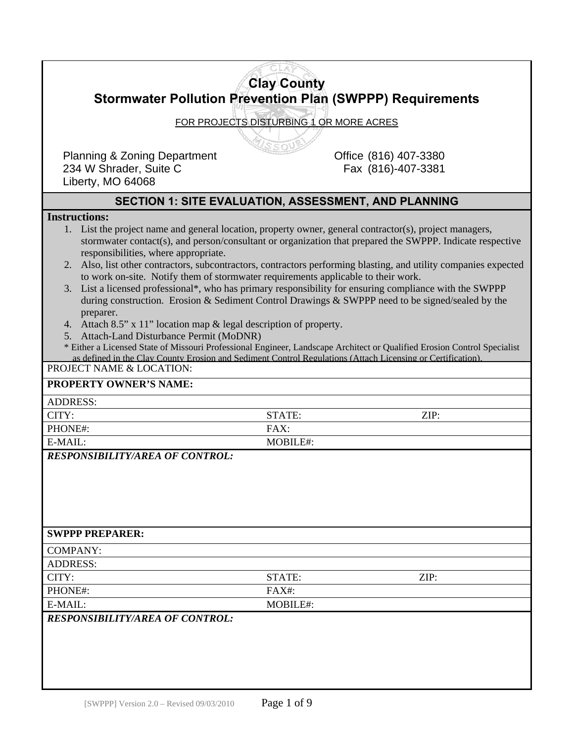# Clay County
## Stormwater Pollution Prevention Plan (SWPPP) Requirements

FOR PROJECTS DISTURBING 1 OR MORE ACRES

Planning & Zoning Department
234 W Shrader, Suite C
Liberty, MO 64068

Office (816) 407-3380
Fax (816)-407-3381

## SECTION 1: SITE EVALUATION, ASSESSMENT, AND PLANNING

**Instructions:**

1. List the project name and general location, property owner, general contractor(s), project managers, stormwater contact(s), and person/consultant or organization that prepared the SWPPP. Indicate respective responsibilities, where appropriate.
2. Also, list other contractors, subcontractors, contractors performing blasting, and utility companies expected to work on-site. Notify them of stormwater requirements applicable to their work.
3. List a licensed professional*, who has primary responsibility for ensuring compliance with the SWPPP during construction. Erosion & Sediment Control Drawings & SWPPP need to be signed/sealed by the preparer.
4. Attach 8.5" x 11" location map & legal description of property.
5. Attach-Land Disturbance Permit (MoDNR)

\* Either a Licensed State of Missouri Professional Engineer, Landscape Architect or Qualified Erosion Control Specialist as defined in the Clay County Erosion and Sediment Control Regulations (Attach Licensing or Certification).

| PROJECT NAME & LOCATION: | | |
|---|---|---|
| **PROPERTY OWNER'S NAME:** | | |
| ADDRESS: | | |
| CITY: | STATE: | ZIP: |
| PHONE#: | FAX: | |
| E-MAIL: | MOBILE#: | |
| ***RESPONSIBILITY/AREA OF CONTROL:*** | | |
| **SWPPP PREPARER:** | | |
| COMPANY: | | |
| ADDRESS: | | |
| CITY: | STATE: | ZIP: |
| PHONE#: | FAX#: | |
| E-MAIL: | MOBILE#: | |
| ***RESPONSIBILITY/AREA OF CONTROL:*** | | |

[SWPPP] Version 2.0 – Revised 09/03/2010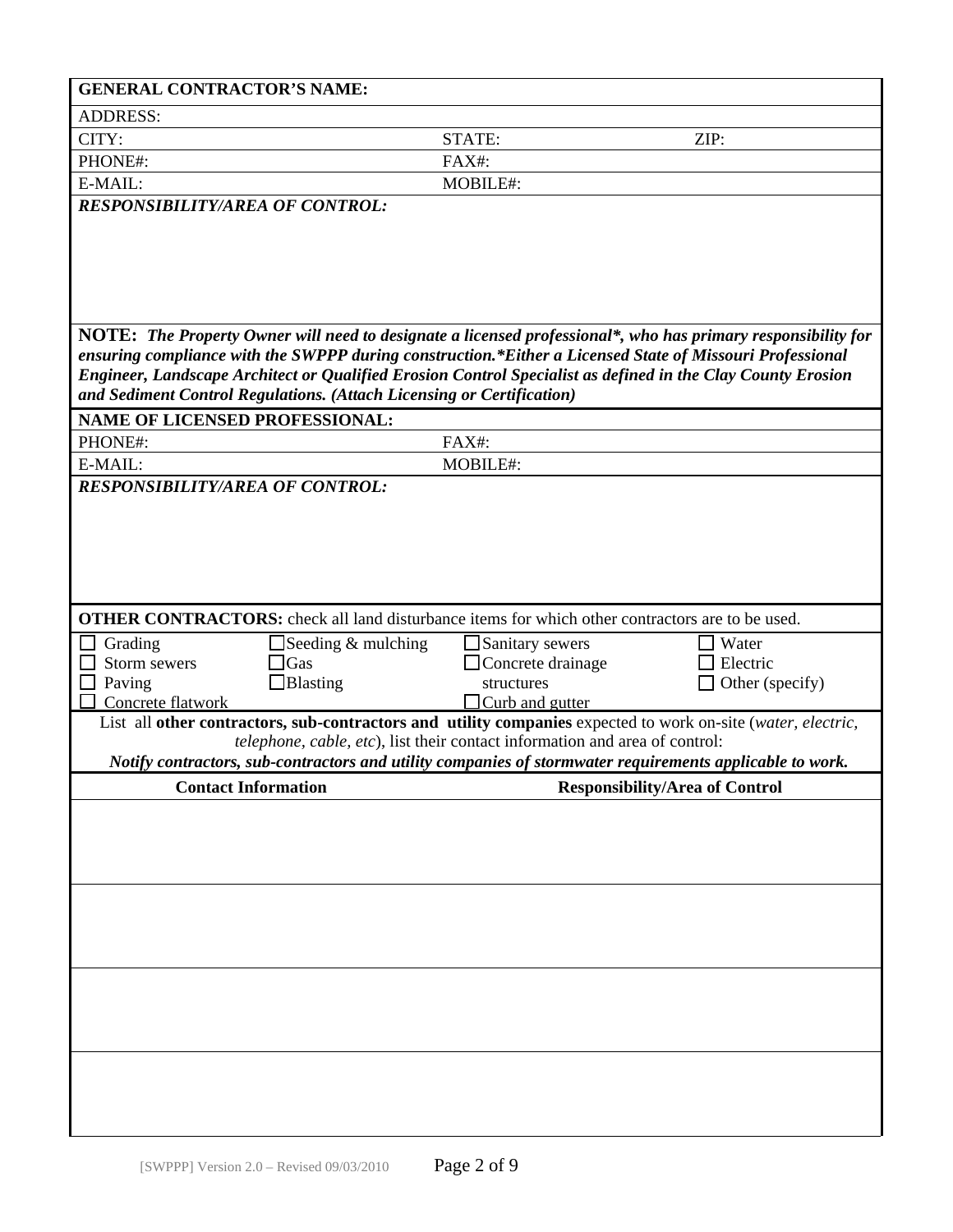| **GENERAL CONTRACTOR'S NAME:** | | |
| --- | --- | --- |
| ADDRESS: | | |
| CITY: | STATE: | ZIP: |
| PHONE#: | FAX#: | |
| E-MAIL: | MOBILE#: | |

***RESPONSIBILITY/AREA OF CONTROL:***

**NOTE:** ***The Property Owner will need to designate a licensed professional\*, who has primary responsibility for ensuring compliance with the SWPPP during construction.\*Either a Licensed State of Missouri Professional Engineer, Landscape Architect or Qualified Erosion Control Specialist as defined in the Clay County Erosion and Sediment Control Regulations. (Attach Licensing or Certification)***

| **NAME OF LICENSED PROFESSIONAL:** | |
| --- | --- |
| PHONE#: | FAX#: |
| E-MAIL: | MOBILE#: |

***RESPONSIBILITY/AREA OF CONTROL:***

**OTHER CONTRACTORS:** check all land disturbance items for which other contractors are to be used.

| | | | |
| --- | --- | --- | --- |
| ☐ Grading | ☐ Seeding & mulching | ☐ Sanitary sewers | ☐ Water |
| ☐ Storm sewers | ☐ Gas | ☐ Concrete drainage structures | ☐ Electric |
| ☐ Paving | ☐ Blasting | ☐ Curb and gutter | ☐ Other (specify) |
| ☐ Concrete flatwork | | | |

List all **other contractors, sub-contractors and utility companies** expected to work on-site (*water, electric, telephone, cable, etc*), list their contact information and area of control:

***Notify contractors, sub-contractors and utility companies of stormwater requirements applicable to work.***

| Contact Information | Responsibility/Area of Control |
| --- | --- |
| | |
| | |
| | |
| | |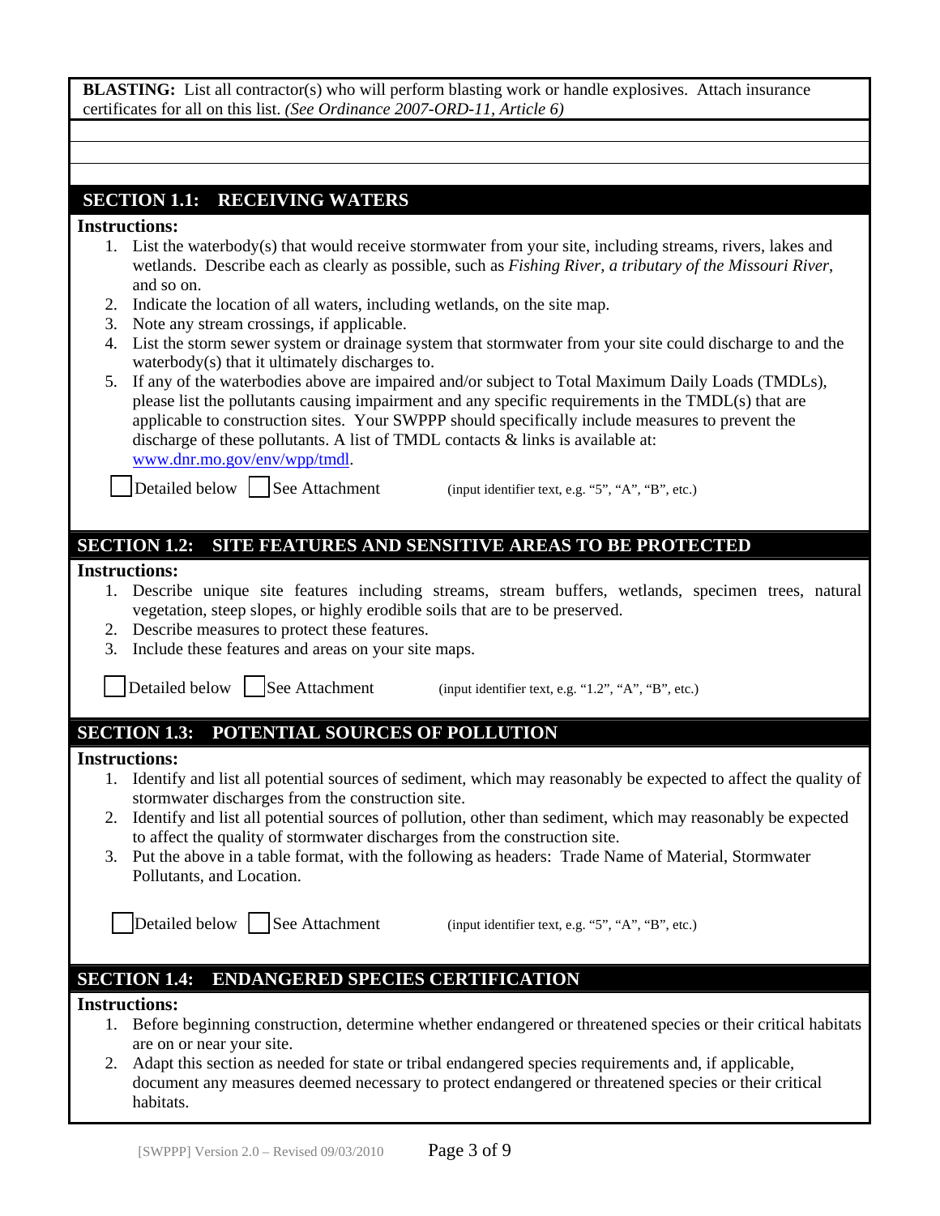**BLASTING:** List all contractor(s) who will perform blasting work or handle explosives. Attach insurance certificates for all on this list. *(See Ordinance 2007-ORD-11, Article 6)*

## SECTION 1.1: RECEIVING WATERS

**Instructions:**

1. List the waterbody(s) that would receive stormwater from your site, including streams, rivers, lakes and wetlands. Describe each as clearly as possible, such as *Fishing River, a tributary of the Missouri River*, and so on.
2. Indicate the location of all waters, including wetlands, on the site map.
3. Note any stream crossings, if applicable.
4. List the storm sewer system or drainage system that stormwater from your site could discharge to and the waterbody(s) that it ultimately discharges to.
5. If any of the waterbodies above are impaired and/or subject to Total Maximum Daily Loads (TMDLs), please list the pollutants causing impairment and any specific requirements in the TMDL(s) that are applicable to construction sites. Your SWPPP should specifically include measures to prevent the discharge of these pollutants. A list of TMDL contacts & links is available at: www.dnr.mo.gov/env/wpp/tmdl.

☐ Detailed below ☐ See Attachment (input identifier text, e.g. "5", "A", "B", etc.)

## SECTION 1.2: SITE FEATURES AND SENSITIVE AREAS TO BE PROTECTED

**Instructions:**

1. Describe unique site features including streams, stream buffers, wetlands, specimen trees, natural vegetation, steep slopes, or highly erodible soils that are to be preserved.
2. Describe measures to protect these features.
3. Include these features and areas on your site maps.

☐ Detailed below ☐ See Attachment (input identifier text, e.g. "1.2", "A", "B", etc.)

## SECTION 1.3: POTENTIAL SOURCES OF POLLUTION

**Instructions:**

1. Identify and list all potential sources of sediment, which may reasonably be expected to affect the quality of stormwater discharges from the construction site.
2. Identify and list all potential sources of pollution, other than sediment, which may reasonably be expected to affect the quality of stormwater discharges from the construction site.
3. Put the above in a table format, with the following as headers: Trade Name of Material, Stormwater Pollutants, and Location.

☐ Detailed below ☐ See Attachment (input identifier text, e.g. "5", "A", "B", etc.)

## SECTION 1.4: ENDANGERED SPECIES CERTIFICATION

**Instructions:**

1. Before beginning construction, determine whether endangered or threatened species or their critical habitats are on or near your site.
2. Adapt this section as needed for state or tribal endangered species requirements and, if applicable, document any measures deemed necessary to protect endangered or threatened species or their critical habitats.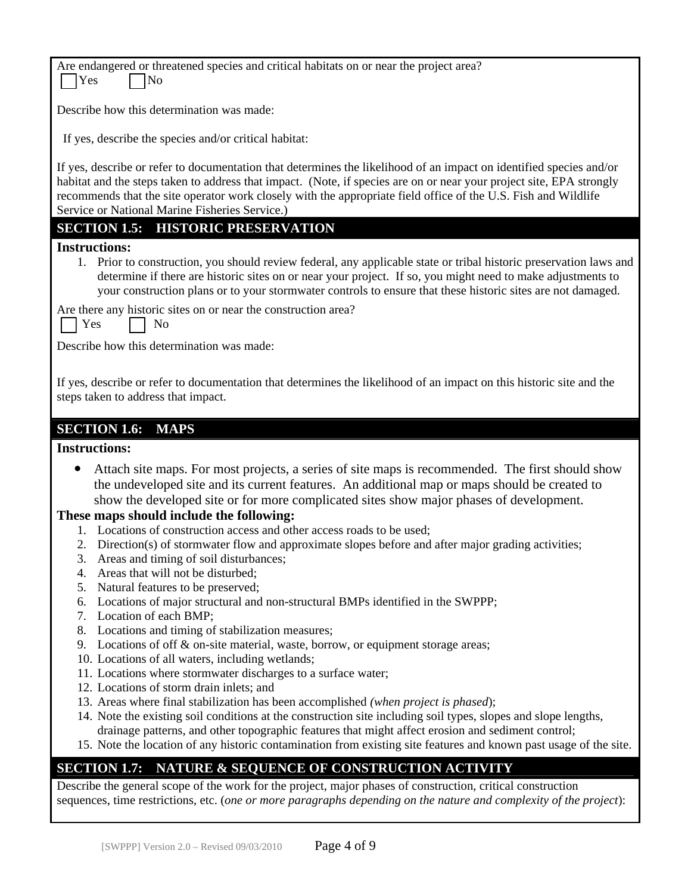Are endangered or threatened species and critical habitats on or near the project area?

☐ Yes ☐ No

Describe how this determination was made:

If yes, describe the species and/or critical habitat:

If yes, describe or refer to documentation that determines the likelihood of an impact on identified species and/or habitat and the steps taken to address that impact. (Note, if species are on or near your project site, EPA strongly recommends that the site operator work closely with the appropriate field office of the U.S. Fish and Wildlife Service or National Marine Fisheries Service.)

## SECTION 1.5: HISTORIC PRESERVATION

**Instructions:**

1. Prior to construction, you should review federal, any applicable state or tribal historic preservation laws and determine if there are historic sites on or near your project. If so, you might need to make adjustments to your construction plans or to your stormwater controls to ensure that these historic sites are not damaged.

Are there any historic sites on or near the construction area?

☐ Yes ☐ No

Describe how this determination was made:

If yes, describe or refer to documentation that determines the likelihood of an impact on this historic site and the steps taken to address that impact.

## SECTION 1.6: MAPS

**Instructions:**

- Attach site maps. For most projects, a series of site maps is recommended. The first should show the undeveloped site and its current features. An additional map or maps should be created to show the developed site or for more complicated sites show major phases of development.

**These maps should include the following:**

1. Locations of construction access and other access roads to be used;
2. Direction(s) of stormwater flow and approximate slopes before and after major grading activities;
3. Areas and timing of soil disturbances;
4. Areas that will not be disturbed;
5. Natural features to be preserved;
6. Locations of major structural and non-structural BMPs identified in the SWPPP;
7. Location of each BMP;
8. Locations and timing of stabilization measures;
9. Locations of off & on-site material, waste, borrow, or equipment storage areas;
10. Locations of all waters, including wetlands;
11. Locations where stormwater discharges to a surface water;
12. Locations of storm drain inlets; and
13. Areas where final stabilization has been accomplished *(when project is phased)*;
14. Note the existing soil conditions at the construction site including soil types, slopes and slope lengths, drainage patterns, and other topographic features that might affect erosion and sediment control;
15. Note the location of any historic contamination from existing site features and known past usage of the site.

## SECTION 1.7: NATURE & SEQUENCE OF CONSTRUCTION ACTIVITY

Describe the general scope of the work for the project, major phases of construction, critical construction sequences, time restrictions, etc. (*one or more paragraphs depending on the nature and complexity of the project*):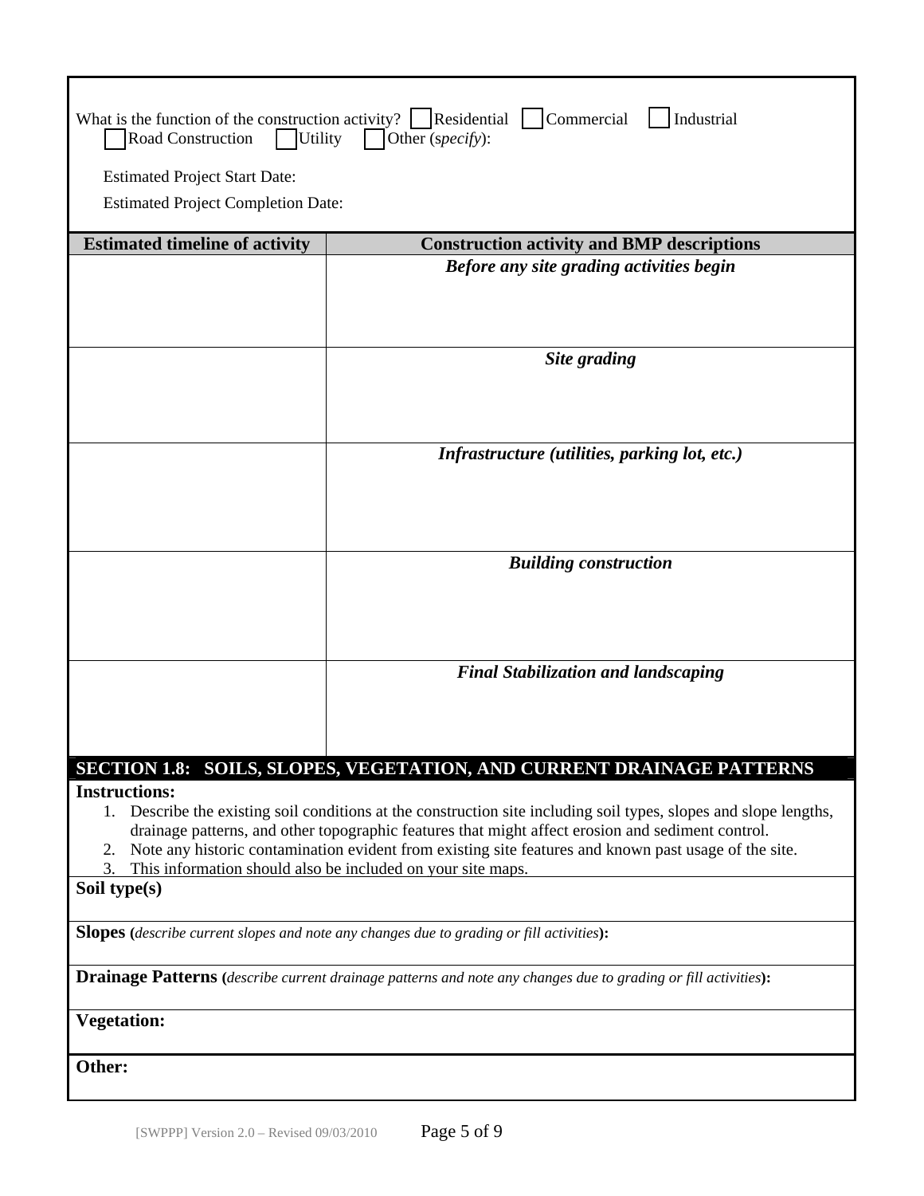What is the function of the construction activity? ☐ Residential ☐ Commercial ☐ Industrial ☐ Road Construction ☐ Utility ☐ Other (*specify*):

Estimated Project Start Date:

Estimated Project Completion Date:

| Estimated timeline of activity | Construction activity and BMP descriptions |
| --- | --- |
| | ***Before any site grading activities begin*** |
| | ***Site grading*** |
| | ***Infrastructure (utilities, parking lot, etc.)*** |
| | ***Building construction*** |
| | ***Final Stabilization and landscaping*** |

## SECTION 1.8: SOILS, SLOPES, VEGETATION, AND CURRENT DRAINAGE PATTERNS

**Instructions:**

1. Describe the existing soil conditions at the construction site including soil types, slopes and slope lengths, drainage patterns, and other topographic features that might affect erosion and sediment control.
2. Note any historic contamination evident from existing site features and known past usage of the site.
3. This information should also be included on your site maps.

**Soil type(s)**

**Slopes (***describe current slopes and note any changes due to grading or fill activities***):**

**Drainage Patterns (***describe current drainage patterns and note any changes due to grading or fill activities***):**

**Vegetation:**

**Other:**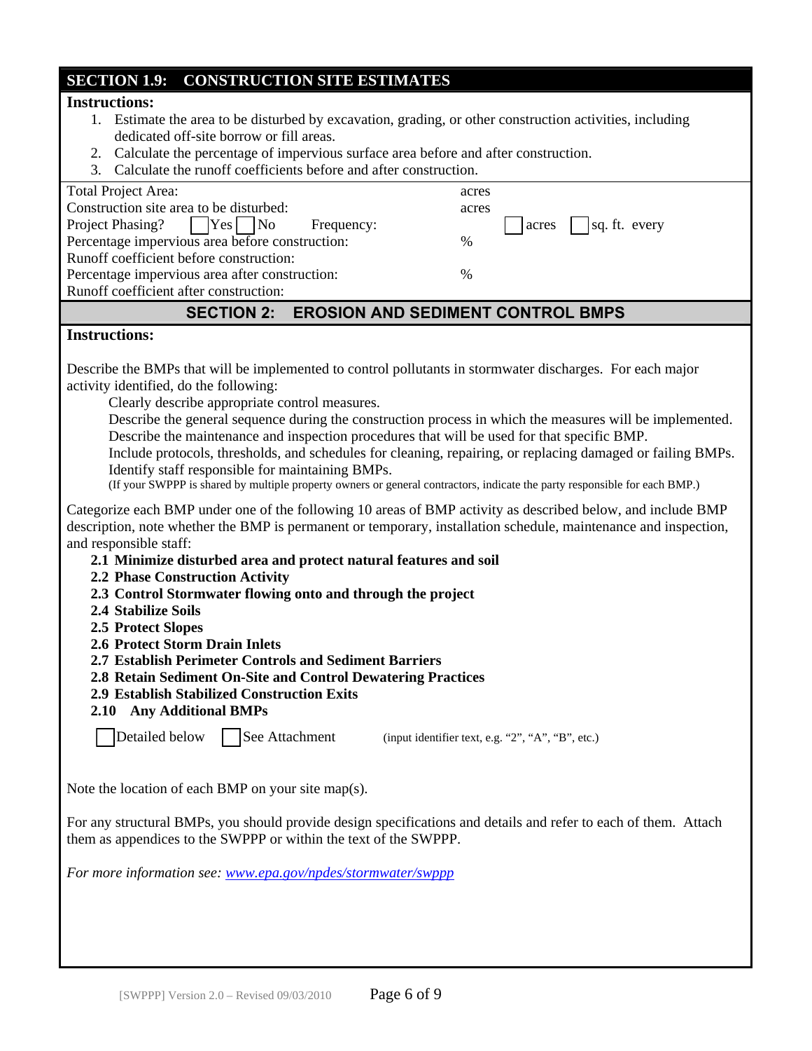## SECTION 1.9: CONSTRUCTION SITE ESTIMATES

**Instructions:**

1. Estimate the area to be disturbed by excavation, grading, or other construction activities, including dedicated off-site borrow or fill areas.
2. Calculate the percentage of impervious surface area before and after construction.
3. Calculate the runoff coefficients before and after construction.

| | | |
|---|---|---|
| Total Project Area: | acres | |
| Construction site area to be disturbed: | acres | |
| Project Phasing? ☐ Yes ☐ No Frequency: | | ☐ acres ☐ sq. ft. every |
| Percentage impervious area before construction: | % | |
| Runoff coefficient before construction: | | |
| Percentage impervious area after construction: | % | |
| Runoff coefficient after construction: | | |

## SECTION 2: EROSION AND SEDIMENT CONTROL BMPS

**Instructions:**

Describe the BMPs that will be implemented to control pollutants in stormwater discharges. For each major activity identified, do the following:

Clearly describe appropriate control measures.
Describe the general sequence during the construction process in which the measures will be implemented.
Describe the maintenance and inspection procedures that will be used for that specific BMP.
Include protocols, thresholds, and schedules for cleaning, repairing, or replacing damaged or failing BMPs.
Identify staff responsible for maintaining BMPs.
(If your SWPPP is shared by multiple property owners or general contractors, indicate the party responsible for each BMP.)

Categorize each BMP under one of the following 10 areas of BMP activity as described below, and include BMP description, note whether the BMP is permanent or temporary, installation schedule, maintenance and inspection, and responsible staff:

**2.1 Minimize disturbed area and protect natural features and soil**
**2.2 Phase Construction Activity**
**2.3 Control Stormwater flowing onto and through the project**
**2.4 Stabilize Soils**
**2.5 Protect Slopes**
**2.6 Protect Storm Drain Inlets**
**2.7 Establish Perimeter Controls and Sediment Barriers**
**2.8 Retain Sediment On-Site and Control Dewatering Practices**
**2.9 Establish Stabilized Construction Exits**
**2.10 Any Additional BMPs**

☐ Detailed below ☐ See Attachment (input identifier text, e.g. "2", "A", "B", etc.)

Note the location of each BMP on your site map(s).

For any structural BMPs, you should provide design specifications and details and refer to each of them. Attach them as appendices to the SWPPP or within the text of the SWPPP.

*For more information see: [www.epa.gov/npdes/stormwater/swppp](http://www.epa.gov/npdes/stormwater/swppp)*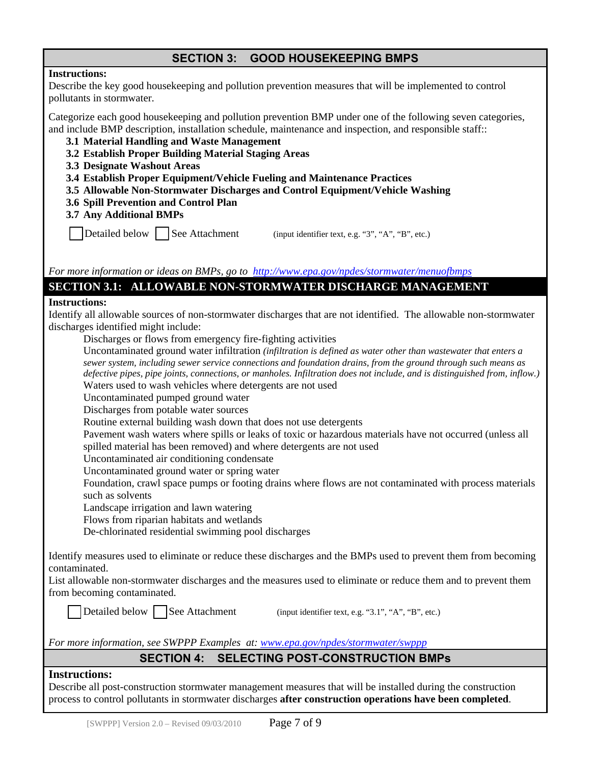## SECTION 3: GOOD HOUSEKEEPING BMPS

**Instructions:**
Describe the key good housekeeping and pollution prevention measures that will be implemented to control pollutants in stormwater.

Categorize each good housekeeping and pollution prevention BMP under one of the following seven categories, and include BMP description, installation schedule, maintenance and inspection, and responsible staff::

- **3.1 Material Handling and Waste Management**
- **3.2 Establish Proper Building Material Staging Areas**
- **3.3 Designate Washout Areas**
- **3.4 Establish Proper Equipment/Vehicle Fueling and Maintenance Practices**
- **3.5 Allowable Non-Stormwater Discharges and Control Equipment/Vehicle Washing**
- **3.6 Spill Prevention and Control Plan**
- **3.7 Any Additional BMPs**

☐ Detailed below ☐ See Attachment (input identifier text, e.g. "3", "A", "B", etc.)

*For more information or ideas on BMPs, go to [http://www.epa.gov/npdes/stormwater/menuofbmps](http://www.epa.gov/npdes/stormwater/menuofbmps)*

## SECTION 3.1: ALLOWABLE NON-STORMWATER DISCHARGE MANAGEMENT

**Instructions:**
Identify all allowable sources of non-stormwater discharges that are not identified. The allowable non-stormwater discharges identified might include:

- Discharges or flows from emergency fire-fighting activities
- Uncontaminated ground water infiltration *(infiltration is defined as water other than wastewater that enters a sewer system, including sewer service connections and foundation drains, from the ground through such means as defective pipes, pipe joints, connections, or manholes. Infiltration does not include, and is distinguished from, inflow.)*
- Waters used to wash vehicles where detergents are not used
- Uncontaminated pumped ground water
- Discharges from potable water sources
- Routine external building wash down that does not use detergents
- Pavement wash waters where spills or leaks of toxic or hazardous materials have not occurred (unless all spilled material has been removed) and where detergents are not used
- Uncontaminated air conditioning condensate
- Uncontaminated ground water or spring water
- Foundation, crawl space pumps or footing drains where flows are not contaminated with process materials such as solvents
- Landscape irrigation and lawn watering
- Flows from riparian habitats and wetlands
- De-chlorinated residential swimming pool discharges

Identify measures used to eliminate or reduce these discharges and the BMPs used to prevent them from becoming contaminated.
List allowable non-stormwater discharges and the measures used to eliminate or reduce them and to prevent them from becoming contaminated.

☐ Detailed below ☐ See Attachment (input identifier text, e.g. "3.1", "A", "B", etc.)

*For more information, see SWPPP Examples at: [www.epa.gov/npdes/stormwater/swppp](www.epa.gov/npdes/stormwater/swppp)*

## SECTION 4: SELECTING POST-CONSTRUCTION BMPs

**Instructions:**
Describe all post-construction stormwater management measures that will be installed during the construction process to control pollutants in stormwater discharges **after construction operations have been completed**.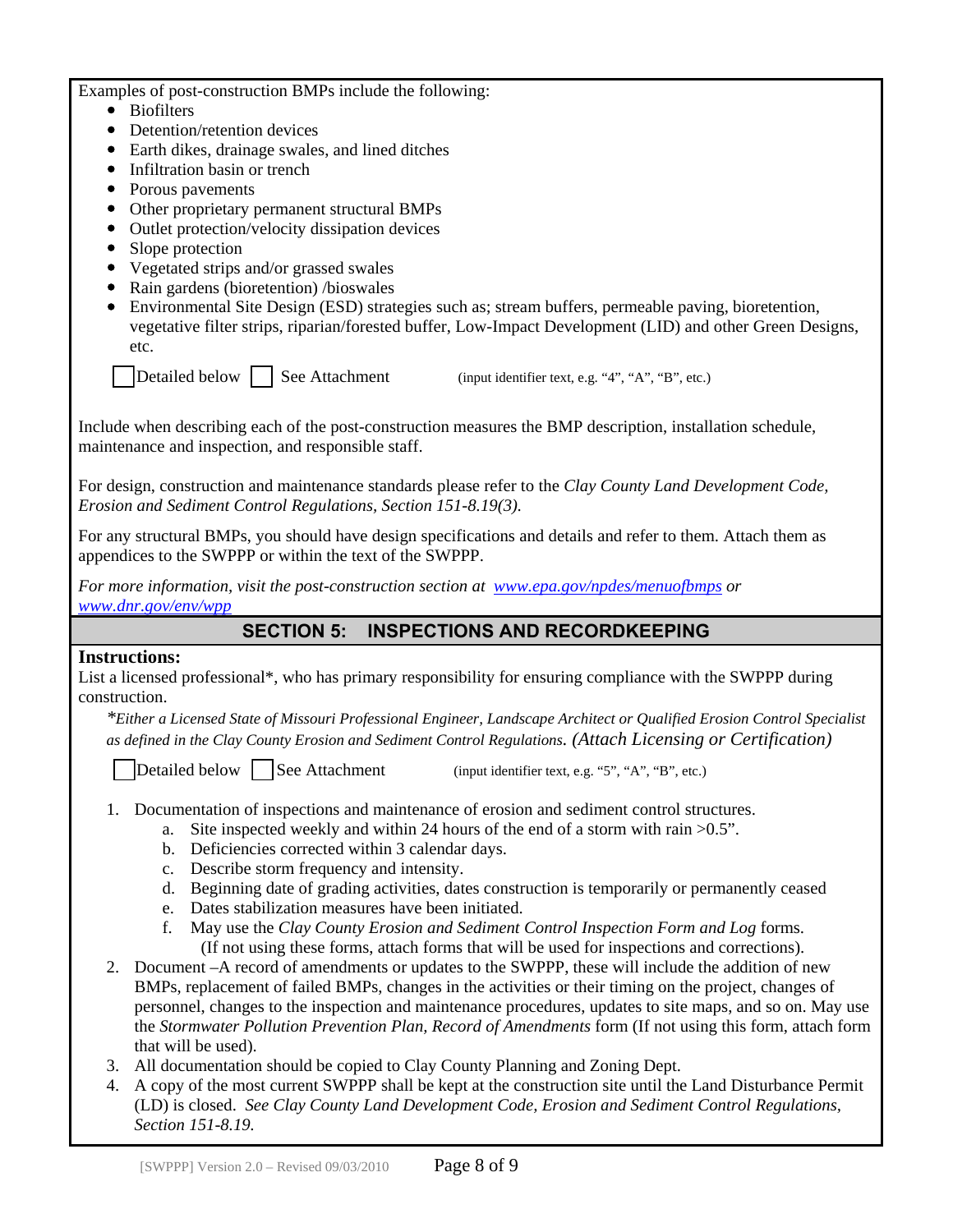Examples of post-construction BMPs include the following:

- Biofilters
- Detention/retention devices
- Earth dikes, drainage swales, and lined ditches
- Infiltration basin or trench
- Porous pavements
- Other proprietary permanent structural BMPs
- Outlet protection/velocity dissipation devices
- Slope protection
- Vegetated strips and/or grassed swales
- Rain gardens (bioretention) /bioswales
- Environmental Site Design (ESD) strategies such as; stream buffers, permeable paving, bioretention, vegetative filter strips, riparian/forested buffer, Low-Impact Development (LID) and other Green Designs, etc.

☐ Detailed below ☐ See Attachment (input identifier text, e.g. "4", "A", "B", etc.)

Include when describing each of the post-construction measures the BMP description, installation schedule, maintenance and inspection, and responsible staff.

For design, construction and maintenance standards please refer to the *Clay County Land Development Code, Erosion and Sediment Control Regulations, Section 151-8.19(3).*

For any structural BMPs, you should have design specifications and details and refer to them. Attach them as appendices to the SWPPP or within the text of the SWPPP.

*For more information, visit the post-construction section at [www.epa.gov/npdes/menuofbmps](www.epa.gov/npdes/menuofbmps) or [www.dnr.gov/env/wpp](www.dnr.gov/env/wpp)*

## SECTION 5: INSPECTIONS AND RECORDKEEPING

**Instructions:**

List a licensed professional*, who has primary responsibility for ensuring compliance with the SWPPP during construction.

*\*Either a Licensed State of Missouri Professional Engineer, Landscape Architect or Qualified Erosion Control Specialist as defined in the Clay County Erosion and Sediment Control Regulations. (Attach Licensing or Certification)*

☐ Detailed below ☐ See Attachment (input identifier text, e.g. "5", "A", "B", etc.)

1. Documentation of inspections and maintenance of erosion and sediment control structures.
   a. Site inspected weekly and within 24 hours of the end of a storm with rain >0.5".
   b. Deficiencies corrected within 3 calendar days.
   c. Describe storm frequency and intensity.
   d. Beginning date of grading activities, dates construction is temporarily or permanently ceased
   e. Dates stabilization measures have been initiated.
   f. May use the *Clay County Erosion and Sediment Control Inspection Form and Log* forms. (If not using these forms, attach forms that will be used for inspections and corrections).
2. Document –A record of amendments or updates to the SWPPP, these will include the addition of new BMPs, replacement of failed BMPs, changes in the activities or their timing on the project, changes of personnel, changes to the inspection and maintenance procedures, updates to site maps, and so on. May use the *Stormwater Pollution Prevention Plan, Record of Amendments* form (If not using this form, attach form that will be used).
3. All documentation should be copied to Clay County Planning and Zoning Dept.
4. A copy of the most current SWPPP shall be kept at the construction site until the Land Disturbance Permit (LD) is closed. *See Clay County Land Development Code, Erosion and Sediment Control Regulations, Section 151-8.19.*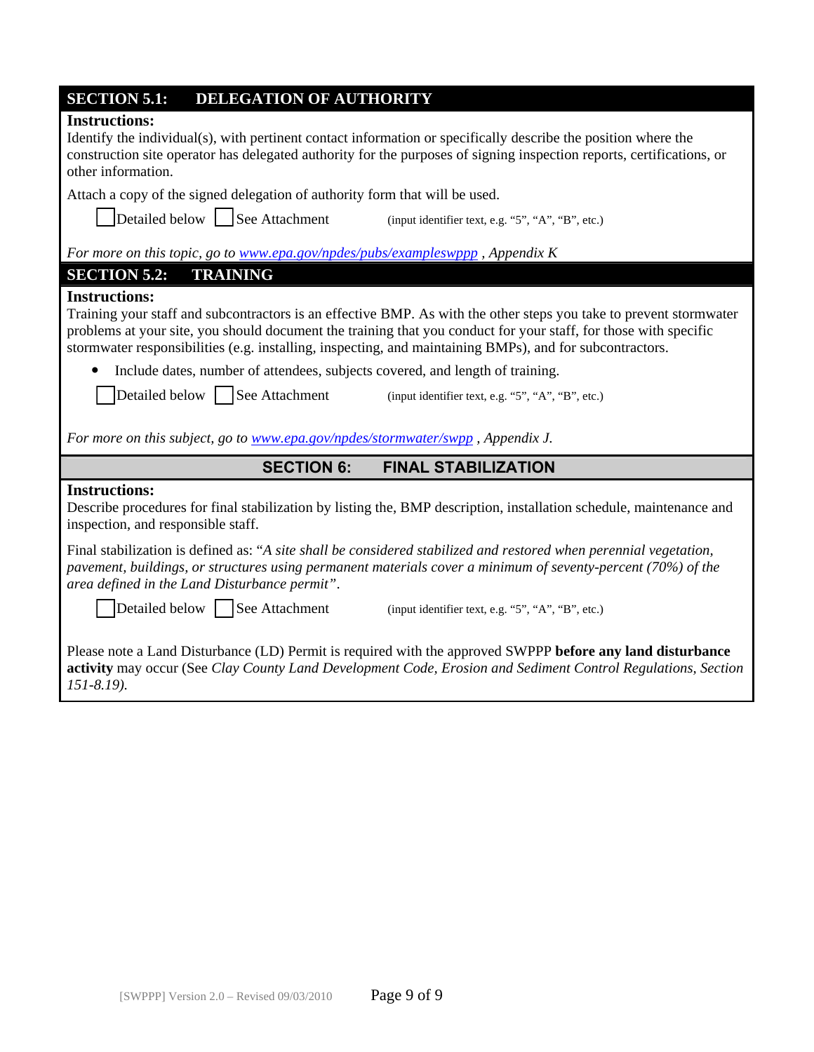## SECTION 5.1: DELEGATION OF AUTHORITY

**Instructions:**
Identify the individual(s), with pertinent contact information or specifically describe the position where the construction site operator has delegated authority for the purposes of signing inspection reports, certifications, or other information.

Attach a copy of the signed delegation of authority form that will be used.

☐ Detailed below ☐ See Attachment (input identifier text, e.g. "5", "A", "B", etc.)

*For more on this topic, go to [www.epa.gov/npdes/pubs/exampleswppp](www.epa.gov/npdes/pubs/exampleswppp) , Appendix K*

## SECTION 5.2: TRAINING

**Instructions:**
Training your staff and subcontractors is an effective BMP. As with the other steps you take to prevent stormwater problems at your site, you should document the training that you conduct for your staff, for those with specific stormwater responsibilities (e.g. installing, inspecting, and maintaining BMPs), and for subcontractors.

- Include dates, number of attendees, subjects covered, and length of training.

☐ Detailed below ☐ See Attachment (input identifier text, e.g. "5", "A", "B", etc.)

*For more on this subject, go to [www.epa.gov/npdes/stormwater/swpp](www.epa.gov/npdes/stormwater/swpp) , Appendix J.*

## SECTION 6: FINAL STABILIZATION

**Instructions:**
Describe procedures for final stabilization by listing the, BMP description, installation schedule, maintenance and inspection, and responsible staff.

Final stabilization is defined as: "*A site shall be considered stabilized and restored when perennial vegetation, pavement, buildings, or structures using permanent materials cover a minimum of seventy-percent (70%) of the area defined in the Land Disturbance permit*".

☐ Detailed below ☐ See Attachment (input identifier text, e.g. "5", "A", "B", etc.)

Please note a Land Disturbance (LD) Permit is required with the approved SWPPP **before any land disturbance activity** may occur (See *Clay County Land Development Code, Erosion and Sediment Control Regulations, Section 151-8.19).*